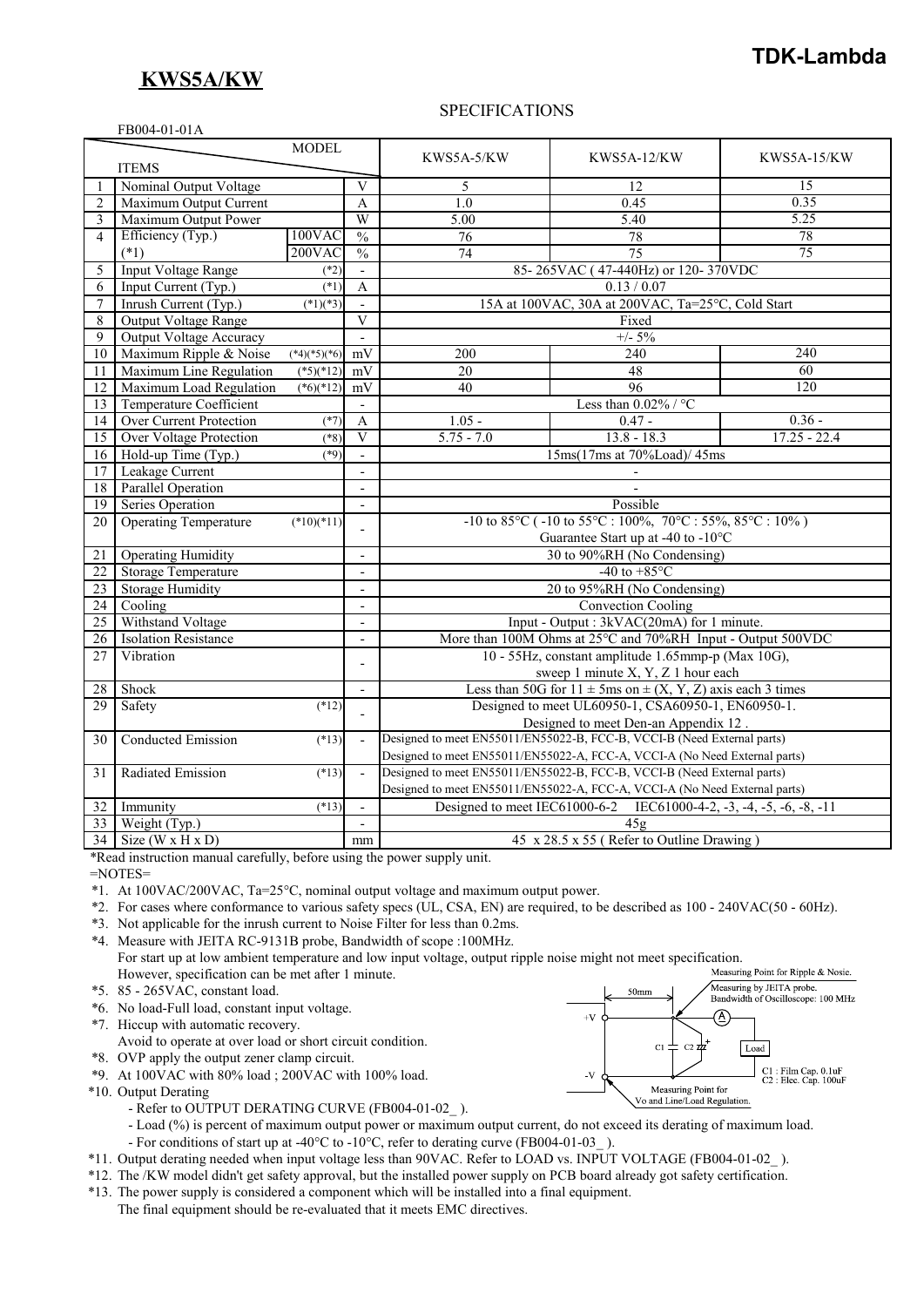## KWS5A/KW

SPECIFICATIONS

FB004-01-01A

| | ITEMS / MODEL | | | KWS5A-5/KW | KWS5A-12/KW | KWS5A-15/KW |
|---|---|---|---|---|---|---|
| 1 | Nominal Output Voltage | | V | 5 | 12 | 15 |
| 2 | Maximum Output Current | | A | 1.0 | 0.45 | 0.35 |
| 3 | Maximum Output Power | | W | 5.00 | 5.40 | 5.25 |
| 4 | Efficiency (Typ.) (*1) | 100VAC | % | 76 | 78 | 78 |
| | | 200VAC | % | 74 | 75 | 75 |
| 5 | Input Voltage Range | (*2) | - | 85- 265VAC ( 47-440Hz) or 120- 370VDC | | |
| 6 | Input Current (Typ.) | (*1) | A | 0.13 / 0.07 | | |
| 7 | Inrush Current (Typ.) | (*1)(*3) | - | 15A at 100VAC, 30A at 200VAC, Ta=25°C, Cold Start | | |
| 8 | Output Voltage Range | | V | Fixed | | |
| 9 | Output Voltage Accuracy | | - | +/- 5% | | |
| 10 | Maximum Ripple & Noise | (*4)(*5)(*6) | mV | 200 | 240 | 240 |
| 11 | Maximum Line Regulation | (*5)(*12) | mV | 20 | 48 | 60 |
| 12 | Maximum Load Regulation | (*6)(*12) | mV | 40 | 96 | 120 |
| 13 | Temperature Coefficient | | - | Less than 0.02% / °C | | |
| 14 | Over Current Protection | (*7) | A | 1.05 - | 0.47 - | 0.36 - |
| 15 | Over Voltage Protection | (*8) | V | 5.75 - 7.0 | 13.8 - 18.3 | 17.25 - 22.4 |
| 16 | Hold-up Time (Typ.) | (*9) | - | 15ms(17ms at 70%Load)/ 45ms | | |
| 17 | Leakage Current | | - | - | | |
| 18 | Parallel Operation | | - | - | | |
| 19 | Series Operation | | - | Possible | | |
| 20 | Operating Temperature | (*10)(*11) | - | -10 to 85°C ( -10 to 55°C : 100%, 70°C : 55%, 85°C : 10% ) Guarantee Start up at -40 to -10°C | | |
| 21 | Operating Humidity | | - | 30 to 90%RH (No Condensing) | | |
| 22 | Storage Temperature | | - | -40 to +85°C | | |
| 23 | Storage Humidity | | - | 20 to 95%RH (No Condensing) | | |
| 24 | Cooling | | - | Convection Cooling | | |
| 25 | Withstand Voltage | | - | Input - Output : 3kVAC(20mA) for 1 minute. | | |
| 26 | Isolation Resistance | | - | More than 100M Ohms at 25°C and 70%RH Input - Output 500VDC | | |
| 27 | Vibration | | - | 10 - 55Hz, constant amplitude 1.65mmp-p (Max 10G), sweep 1 minute X, Y, Z 1 hour each | | |
| 28 | Shock | | - | Less than 50G for 11 ± 5ms on ± (X, Y, Z) axis each 3 times | | |
| 29 | Safety | (*12) | - | Designed to meet UL60950-1, CSA60950-1, EN60950-1. Designed to meet Den-an Appendix 12 . | | |
| 30 | Conducted Emission | (*13) | - | Designed to meet EN55011/EN55022-B, FCC-B, VCCI-B (Need External parts) Designed to meet EN55011/EN55022-A, FCC-A, VCCI-A (No Need External parts) | | |
| 31 | Radiated Emission | (*13) | - | Designed to meet EN55011/EN55022-B, FCC-B, VCCI-B (Need External parts) Designed to meet EN55011/EN55022-A, FCC-A, VCCI-A (No Need External parts) | | |
| 32 | Immunity | (*13) | - | Designed to meet IEC61000-6-2 IEC61000-4-2, -3, -4, -5, -6, -8, -11 | | |
| 33 | Weight (Typ.) | | - | 45g | | |
| 34 | Size (W x H x D) | | mm | 45 x 28.5 x 55 ( Refer to Outline Drawing ) | | |

*Read instruction manual carefully, before using the power supply unit.

=NOTES=

*1. At 100VAC/200VAC, Ta=25°C, nominal output voltage and maximum output power.

*2. For cases where conformance to various safety specs (UL, CSA, EN) are required, to be described as 100 - 240VAC(50 - 60Hz).

*3. Not applicable for the inrush current to Noise Filter for less than 0.2ms.

*4. Measure with JEITA RC-9131B probe, Bandwidth of scope :100MHz.
For start up at low ambient temperature and low input voltage, output ripple noise might not meet specification.
However, specification can be met after 1 minute.

*5. 85 - 265VAC, constant load.

*6. No load-Full load, constant input voltage.

*7. Hiccup with automatic recovery.
Avoid to operate at over load or short circuit condition.

*8. OVP apply the output zener clamp circuit.

*9. At 100VAC with 80% load ; 200VAC with 100% load.

*10. Output Derating
- Refer to OUTPUT DERATING CURVE (FB004-01-02_ ).
- Load (%) is percent of maximum output power or maximum output current, do not exceed its derating of maximum load.
- For conditions of start up at -40°C to -10°C, refer to derating curve (FB004-01-03_ ).

*11. Output derating needed when input voltage less than 90VAC. Refer to LOAD vs. INPUT VOLTAGE (FB004-01-02_ ).

*12. The /KW model didn't get safety approval, but the installed power supply on PCB board already got safety certification.

*13. The power supply is considered a component which will be installed into a final equipment.
The final equipment should be re-evaluated that it meets EMC directives.

Measuring Point for Ripple & Nosie.
Measuring by JEITA probe.
Bandwidth of Oscilloscope: 100 MHz
50mm
+V
-V
C1 C2
Load
C1 : Film Cap. 0.1uF
C2 : Elec. Cap. 100uF
Measuring Point for
Vo and Line/Load Regulation.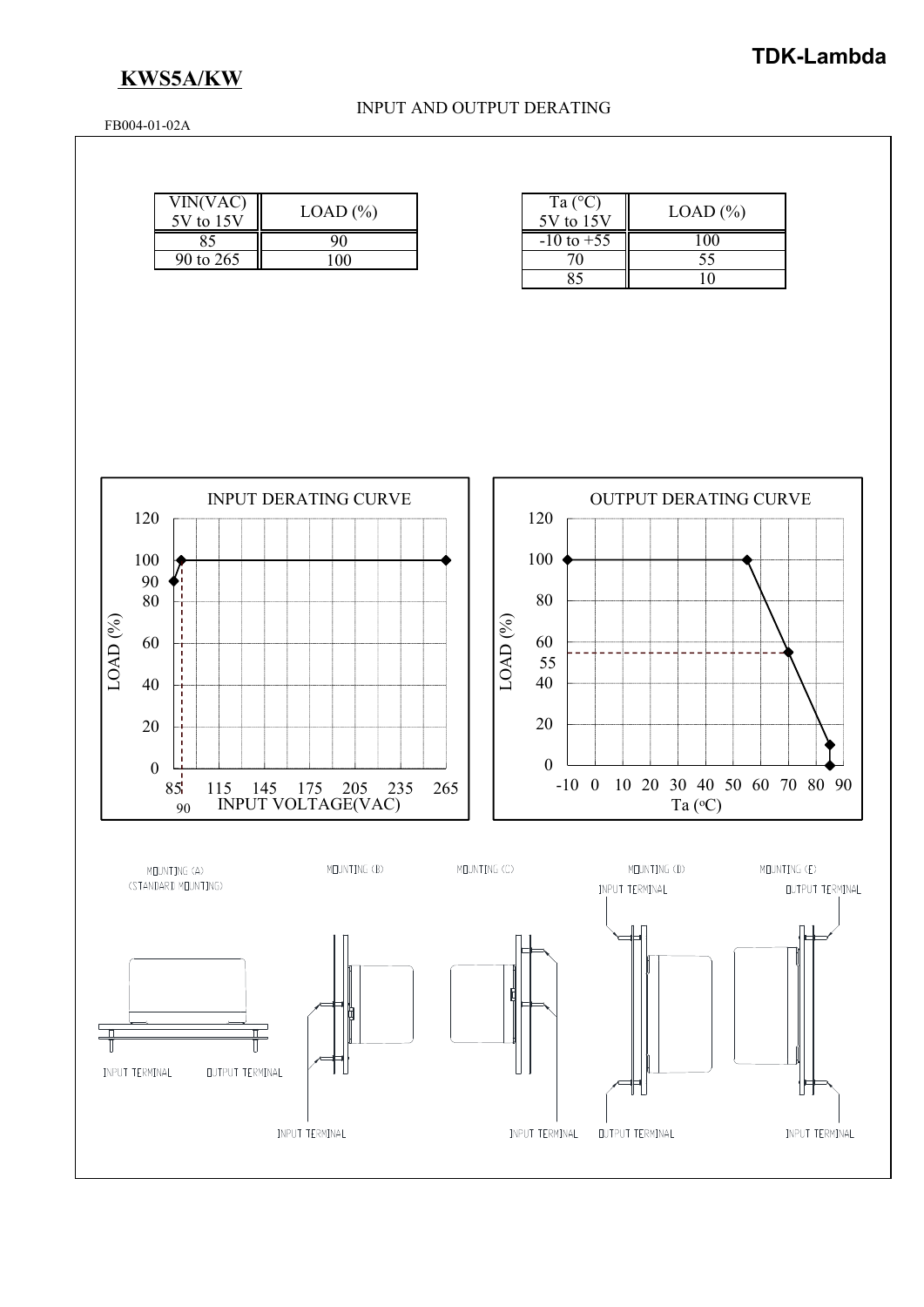## KWS5A/KW

INPUT AND OUTPUT DERATING

FB004-01-02A

| VIN(VAC) 5V to 15V | LOAD (%) |
|---|---|
| 85 | 90 |
| 90 to 265 | 100 |

| Ta (°C) 5V to 15V | LOAD (%) |
|---|---|
| -10 to +55 | 100 |
| 70 | 55 |
| 85 | 10 |

INPUT DERATING CURVE

OUTPUT DERATING CURVE

MOUNTING (A) (STANDARD MOUNTING)

MOUNTING (B)

MOUNTING (C)

MOUNTING (D)

MOUNTING (E)

INPUT TERMINAL

OUTPUT TERMINAL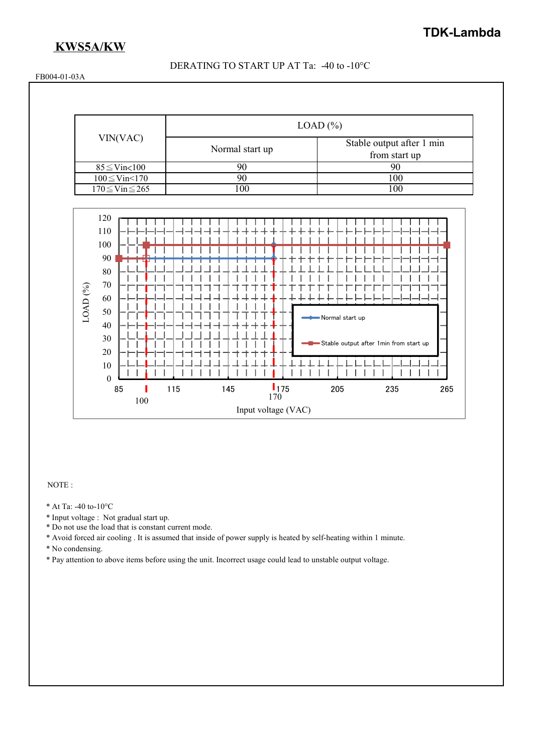## KWS5A/KW

DERATING TO START UP AT Ta: -40 to -10°C

FB004-01-03A

| VIN(VAC) | LOAD (%) | |
|---|---|---|
| | Normal start up | Stable output after 1 min from start up |
| 85≦Vin<100 | 90 | 90 |
| 100≦Vin<170 | 90 | 100 |
| 170≦Vin≦265 | 100 | 100 |

LOAD (%)

120
110
100
90
80
70
60
50
40
30
20
10
0

85
100
115
145
170
175
205
235
265

Input voltage (VAC)

Normal start up

Stable output after 1min from start up

NOTE :

* At Ta: -40 to-10°C
* Input voltage : Not gradual start up.
* Do not use the load that is constant current mode.
* Avoid forced air cooling . It is assumed that inside of power supply is heated by self-heating within 1 minute.
* No condensing.
* Pay attention to above items before using the unit. Incorrect usage could lead to unstable output voltage.